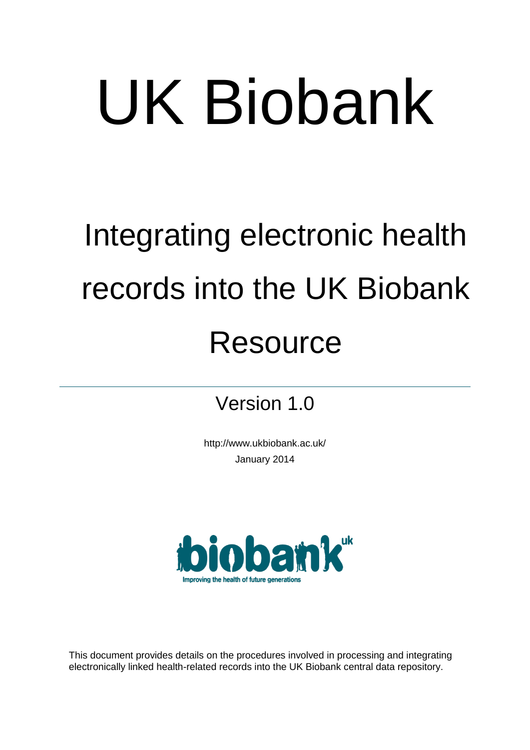# UK Biobank

## Integrating electronic health records into the UK Biobank Resource

Version 1.0

http://www.ukbiobank.ac.uk/

January 2014

This document provides details on the procedures involved in processing and integrating electronically linked health-related records into the UK Biobank central data repository.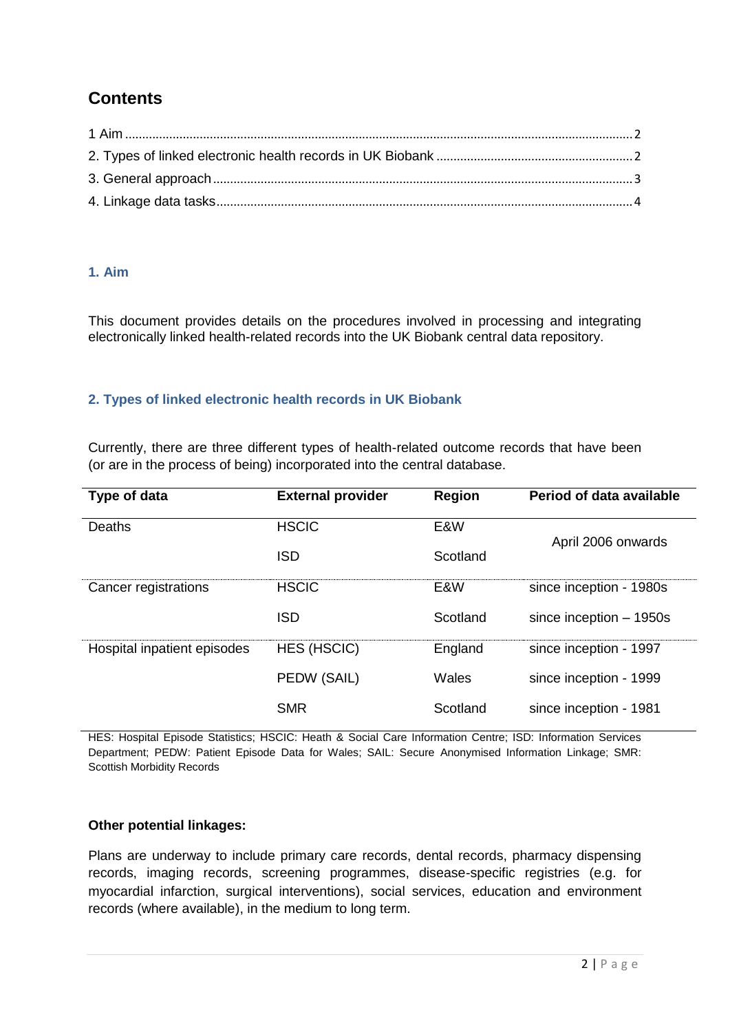# Contents

1 Aim ........ 2
2. Types of linked electronic health records in UK Biobank ........ 2
3. General approach ........ 3
4. Linkage data tasks ........ 4

## 1. Aim

This document provides details on the procedures involved in processing and integrating electronically linked health-related records into the UK Biobank central data repository.

## 2. Types of linked electronic health records in UK Biobank

Currently, there are three different types of health-related outcome records that have been (or are in the process of being) incorporated into the central database.

| Type of data | External provider | Region | Period of data available |
|---|---|---|---|
| Deaths | HSCIC | E&W | April 2006 onwards |
| | ISD | Scotland | |
| Cancer registrations | HSCIC | E&W | since inception - 1980s |
| | ISD | Scotland | since inception – 1950s |
| Hospital inpatient episodes | HES (HSCIC) | England | since inception - 1997 |
| | PEDW (SAIL) | Wales | since inception - 1999 |
| | SMR | Scotland | since inception - 1981 |

HES: Hospital Episode Statistics; HSCIC: Heath & Social Care Information Centre; ISD: Information Services Department; PEDW: Patient Episode Data for Wales; SAIL: Secure Anonymised Information Linkage; SMR: Scottish Morbidity Records

**Other potential linkages:**

Plans are underway to include primary care records, dental records, pharmacy dispensing records, imaging records, screening programmes, disease-specific registries (e.g. for myocardial infarction, surgical interventions), social services, education and environment records (where available), in the medium to long term.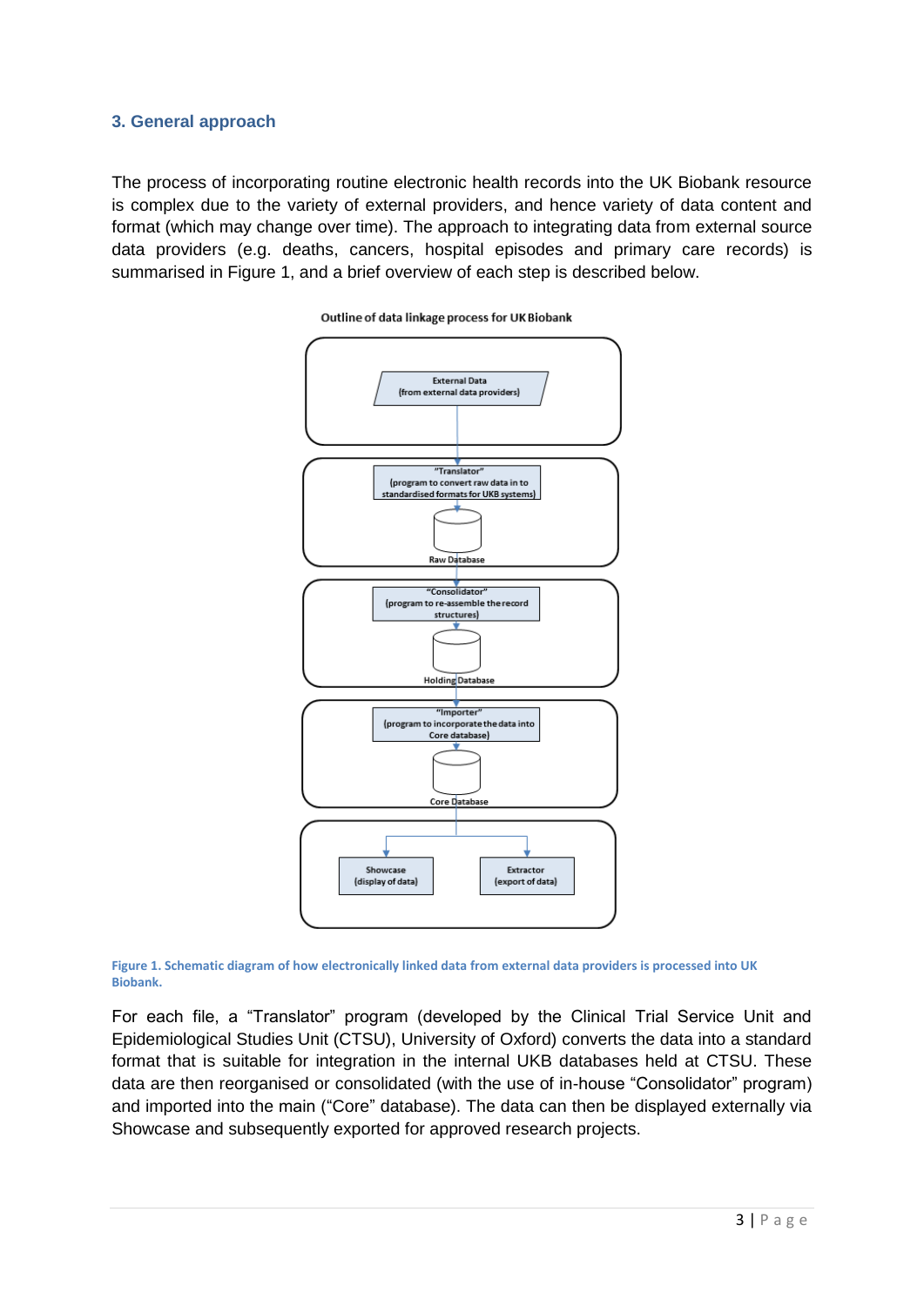## 3. General approach

The process of incorporating routine electronic health records into the UK Biobank resource is complex due to the variety of external providers, and hence variety of data content and format (which may change over time). The approach to integrating data from external source data providers (e.g. deaths, cancers, hospital episodes and primary care records) is summarised in Figure 1, and a brief overview of each step is described below.

Outline of data linkage process for UK Biobank

External Data (from external data providers)

"Translator" (program to convert raw data in to standardised formats for UKB systems)

Raw Database

"Consolidator" (program to re-assemble the record structures)

Holding Database

"Importer" (program to incorporate the data into Core database)

Core Database

Showcase (display of data)

Extractor (export of data)

**Figure 1. Schematic diagram of how electronically linked data from external data providers is processed into UK Biobank.**

For each file, a "Translator" program (developed by the Clinical Trial Service Unit and Epidemiological Studies Unit (CTSU), University of Oxford) converts the data into a standard format that is suitable for integration in the internal UKB databases held at CTSU. These data are then reorganised or consolidated (with the use of in-house "Consolidator" program) and imported into the main ("Core" database). The data can then be displayed externally via Showcase and subsequently exported for approved research projects.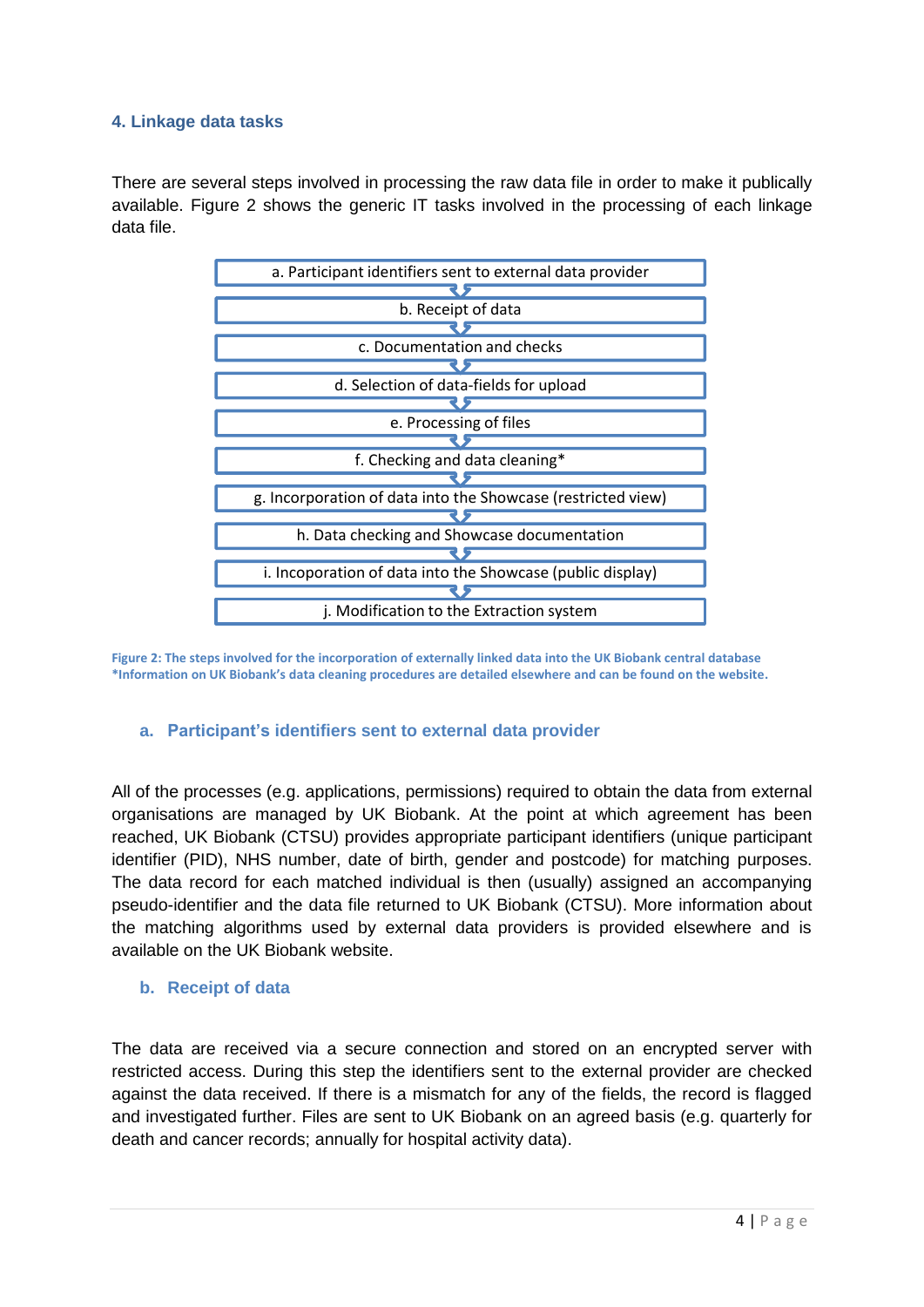## 4. Linkage data tasks

There are several steps involved in processing the raw data file in order to make it publically available. Figure 2 shows the generic IT tasks involved in the processing of each linkage data file.

a. Participant identifiers sent to external data provider

b. Receipt of data

c. Documentation and checks

d. Selection of data-fields for upload

e. Processing of files

f. Checking and data cleaning*

g. Incorporation of data into the Showcase (restricted view)

h. Data checking and Showcase documentation

i. Incoporation of data into the Showcase (public display)

j. Modification to the Extraction system

**Figure 2: The steps involved for the incorporation of externally linked data into the UK Biobank central database**
***Information on UK Biobank's data cleaning procedures are detailed elsewhere and can be found on the website.**

### a. Participant's identifiers sent to external data provider

All of the processes (e.g. applications, permissions) required to obtain the data from external organisations are managed by UK Biobank. At the point at which agreement has been reached, UK Biobank (CTSU) provides appropriate participant identifiers (unique participant identifier (PID), NHS number, date of birth, gender and postcode) for matching purposes. The data record for each matched individual is then (usually) assigned an accompanying pseudo-identifier and the data file returned to UK Biobank (CTSU). More information about the matching algorithms used by external data providers is provided elsewhere and is available on the UK Biobank website.

### b. Receipt of data

The data are received via a secure connection and stored on an encrypted server with restricted access. During this step the identifiers sent to the external provider are checked against the data received. If there is a mismatch for any of the fields, the record is flagged and investigated further. Files are sent to UK Biobank on an agreed basis (e.g. quarterly for death and cancer records; annually for hospital activity data).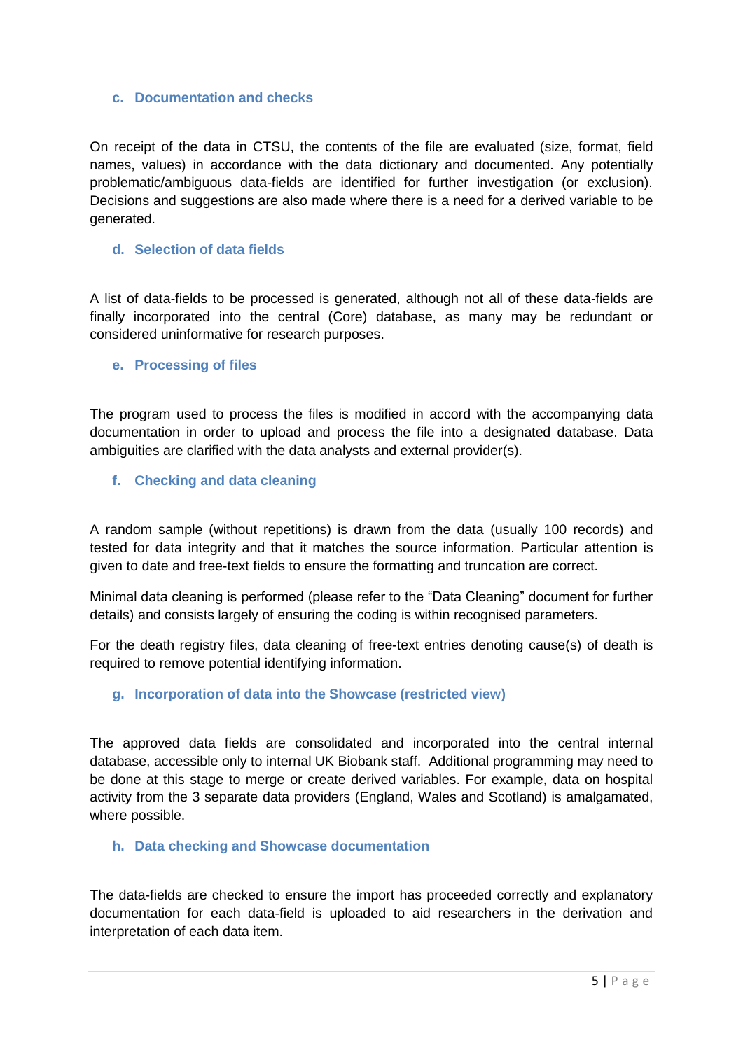### c. Documentation and checks

On receipt of the data in CTSU, the contents of the file are evaluated (size, format, field names, values) in accordance with the data dictionary and documented. Any potentially problematic/ambiguous data-fields are identified for further investigation (or exclusion). Decisions and suggestions are also made where there is a need for a derived variable to be generated.

### d. Selection of data fields

A list of data-fields to be processed is generated, although not all of these data-fields are finally incorporated into the central (Core) database, as many may be redundant or considered uninformative for research purposes.

### e. Processing of files

The program used to process the files is modified in accord with the accompanying data documentation in order to upload and process the file into a designated database. Data ambiguities are clarified with the data analysts and external provider(s).

### f. Checking and data cleaning

A random sample (without repetitions) is drawn from the data (usually 100 records) and tested for data integrity and that it matches the source information. Particular attention is given to date and free-text fields to ensure the formatting and truncation are correct.

Minimal data cleaning is performed (please refer to the "Data Cleaning" document for further details) and consists largely of ensuring the coding is within recognised parameters.

For the death registry files, data cleaning of free-text entries denoting cause(s) of death is required to remove potential identifying information.

### g. Incorporation of data into the Showcase (restricted view)

The approved data fields are consolidated and incorporated into the central internal database, accessible only to internal UK Biobank staff. Additional programming may need to be done at this stage to merge or create derived variables. For example, data on hospital activity from the 3 separate data providers (England, Wales and Scotland) is amalgamated, where possible.

### h. Data checking and Showcase documentation

The data-fields are checked to ensure the import has proceeded correctly and explanatory documentation for each data-field is uploaded to aid researchers in the derivation and interpretation of each data item.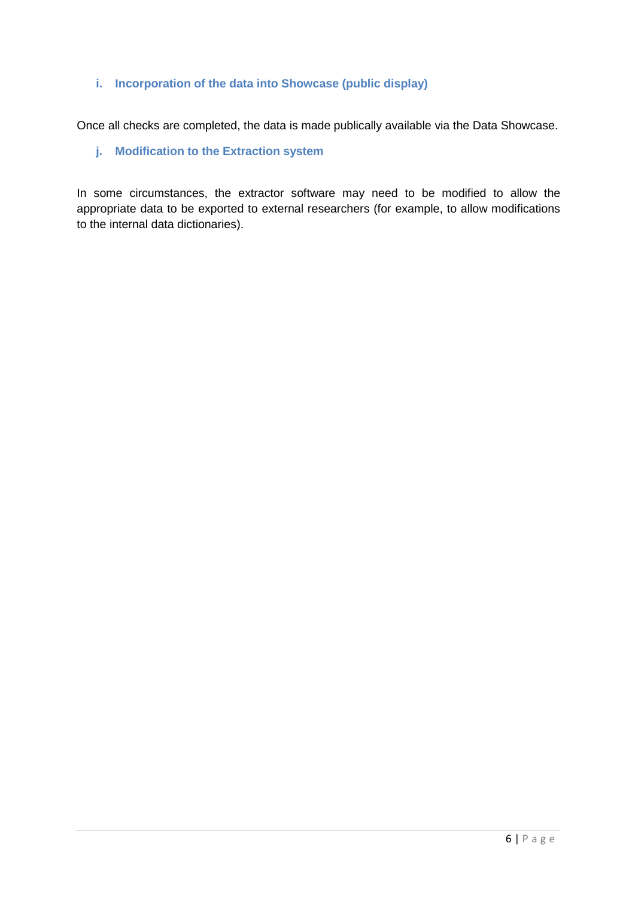### i. Incorporation of the data into Showcase (public display)

Once all checks are completed, the data is made publically available via the Data Showcase.

### j. Modification to the Extraction system

In some circumstances, the extractor software may need to be modified to allow the appropriate data to be exported to external researchers (for example, to allow modifications to the internal data dictionaries).